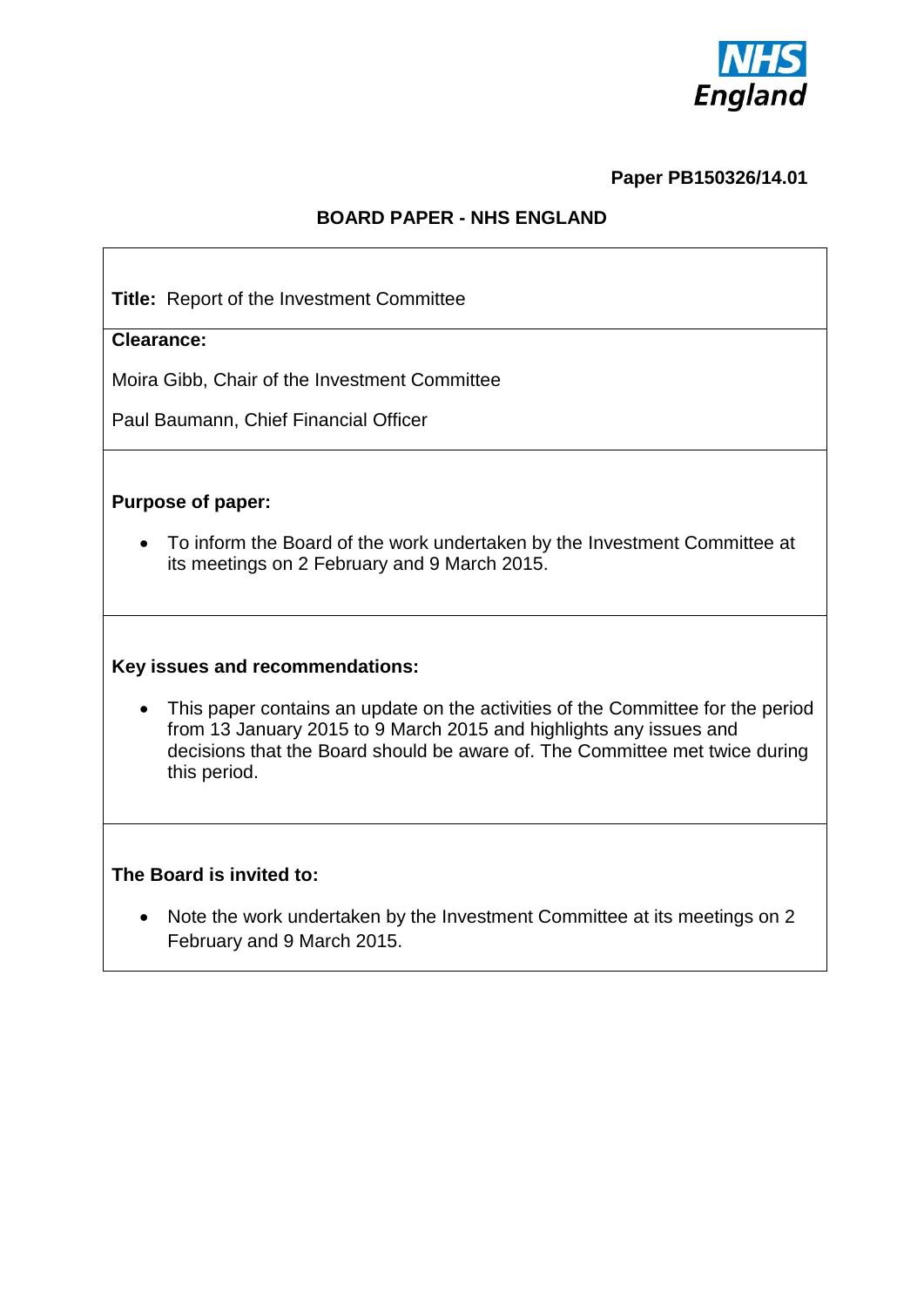NHS England

**Paper PB150326/14.01**

## BOARD PAPER - NHS ENGLAND

**Title:** Report of the Investment Committee

**Clearance:**

Moira Gibb, Chair of the Investment Committee

Paul Baumann, Chief Financial Officer

**Purpose of paper:**

- To inform the Board of the work undertaken by the Investment Committee at its meetings on 2 February and 9 March 2015.

**Key issues and recommendations:**

- This paper contains an update on the activities of the Committee for the period from 13 January 2015 to 9 March 2015 and highlights any issues and decisions that the Board should be aware of. The Committee met twice during this period.

**The Board is invited to:**

- Note the work undertaken by the Investment Committee at its meetings on 2 February and 9 March 2015.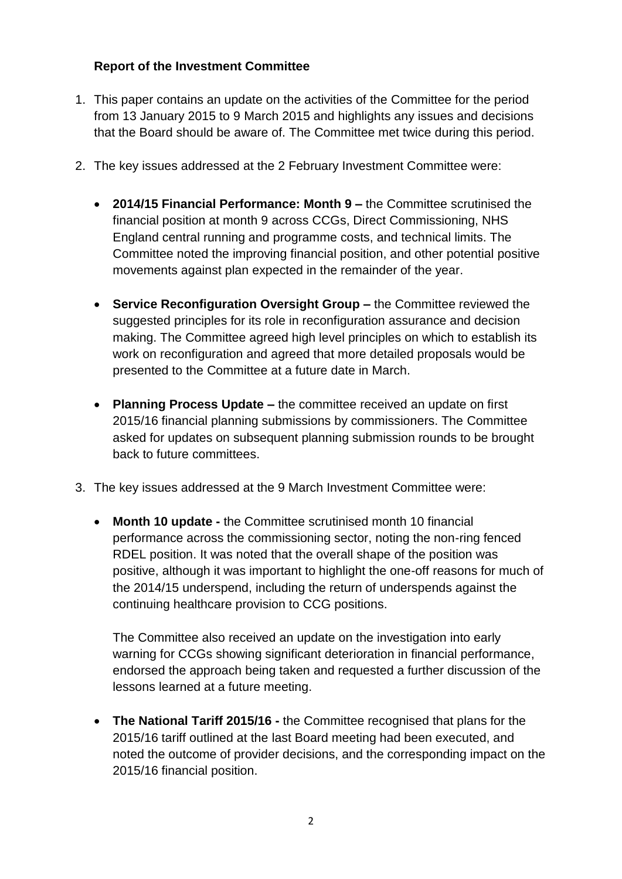**Report of the Investment Committee**

1. This paper contains an update on the activities of the Committee for the period from 13 January 2015 to 9 March 2015 and highlights any issues and decisions that the Board should be aware of. The Committee met twice during this period.

2. The key issues addressed at the 2 February Investment Committee were:

   - **2014/15 Financial Performance: Month 9 –** the Committee scrutinised the financial position at month 9 across CCGs, Direct Commissioning, NHS England central running and programme costs, and technical limits. The Committee noted the improving financial position, and other potential positive movements against plan expected in the remainder of the year.

   - **Service Reconfiguration Oversight Group –** the Committee reviewed the suggested principles for its role in reconfiguration assurance and decision making. The Committee agreed high level principles on which to establish its work on reconfiguration and agreed that more detailed proposals would be presented to the Committee at a future date in March.

   - **Planning Process Update –** the committee received an update on first 2015/16 financial planning submissions by commissioners. The Committee asked for updates on subsequent planning submission rounds to be brought back to future committees.

3. The key issues addressed at the 9 March Investment Committee were:

   - **Month 10 update -** the Committee scrutinised month 10 financial performance across the commissioning sector, noting the non-ring fenced RDEL position. It was noted that the overall shape of the position was positive, although it was important to highlight the one-off reasons for much of the 2014/15 underspend, including the return of underspends against the continuing healthcare provision to CCG positions.

     The Committee also received an update on the investigation into early warning for CCGs showing significant deterioration in financial performance, endorsed the approach being taken and requested a further discussion of the lessons learned at a future meeting.

   - **The National Tariff 2015/16 -** the Committee recognised that plans for the 2015/16 tariff outlined at the last Board meeting had been executed, and noted the outcome of provider decisions, and the corresponding impact on the 2015/16 financial position.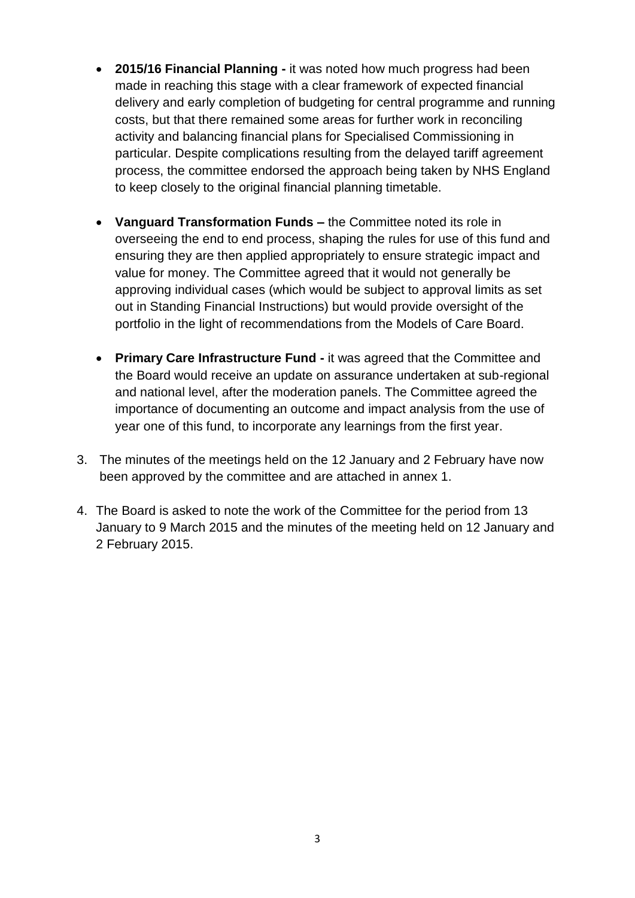- **2015/16 Financial Planning -** it was noted how much progress had been made in reaching this stage with a clear framework of expected financial delivery and early completion of budgeting for central programme and running costs, but that there remained some areas for further work in reconciling activity and balancing financial plans for Specialised Commissioning in particular. Despite complications resulting from the delayed tariff agreement process, the committee endorsed the approach being taken by NHS England to keep closely to the original financial planning timetable.

- **Vanguard Transformation Funds –** the Committee noted its role in overseeing the end to end process, shaping the rules for use of this fund and ensuring they are then applied appropriately to ensure strategic impact and value for money. The Committee agreed that it would not generally be approving individual cases (which would be subject to approval limits as set out in Standing Financial Instructions) but would provide oversight of the portfolio in the light of recommendations from the Models of Care Board.

- **Primary Care Infrastructure Fund -** it was agreed that the Committee and the Board would receive an update on assurance undertaken at sub-regional and national level, after the moderation panels. The Committee agreed the importance of documenting an outcome and impact analysis from the use of year one of this fund, to incorporate any learnings from the first year.

3. The minutes of the meetings held on the 12 January and 2 February have now been approved by the committee and are attached in annex 1.

4. The Board is asked to note the work of the Committee for the period from 13 January to 9 March 2015 and the minutes of the meeting held on 12 January and 2 February 2015.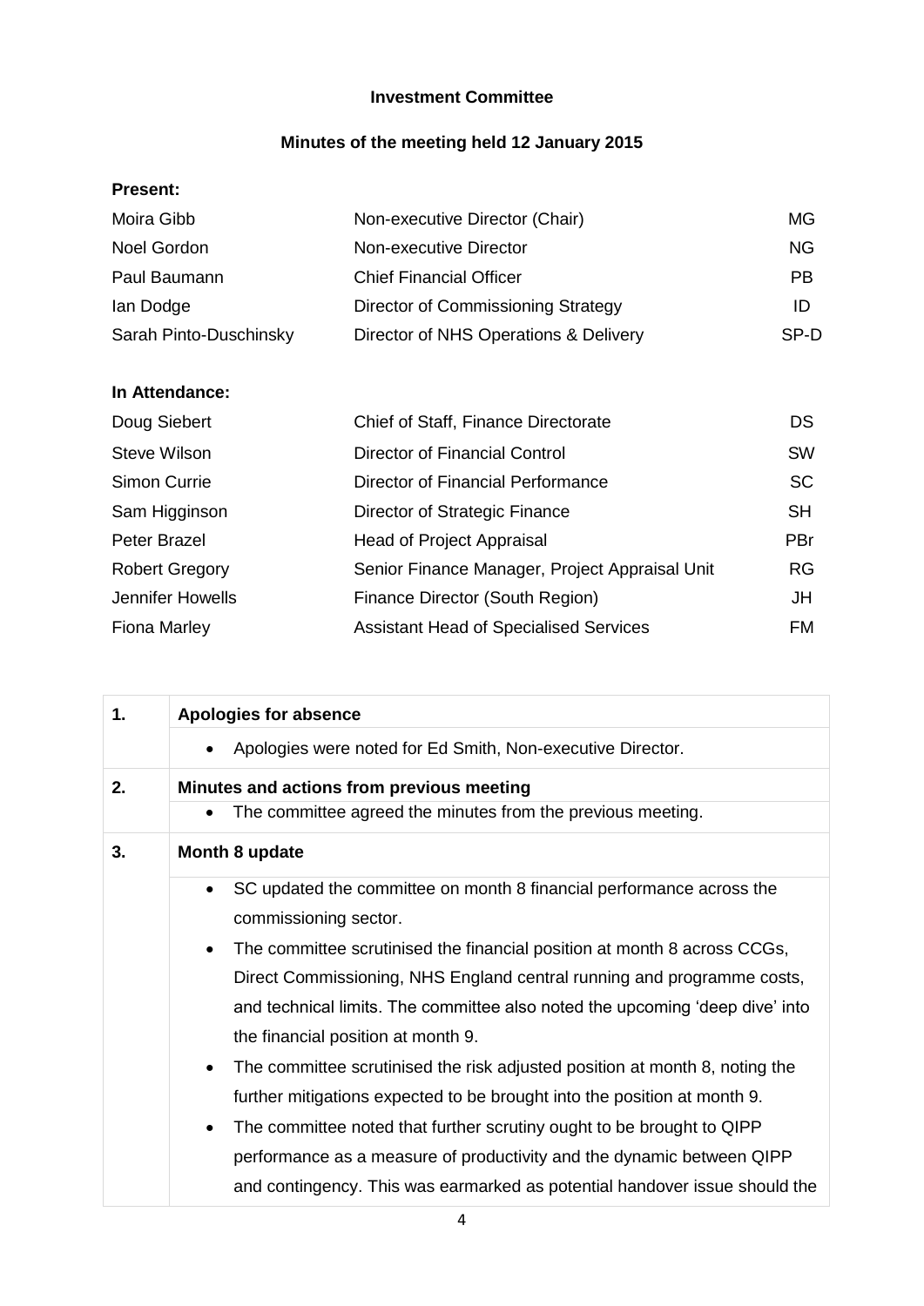**Investment Committee**

**Minutes of the meeting held 12 January 2015**

**Present:**

| | | |
|---|---|---|
| Moira Gibb | Non-executive Director (Chair) | MG |
| Noel Gordon | Non-executive Director | NG |
| Paul Baumann | Chief Financial Officer | PB |
| Ian Dodge | Director of Commissioning Strategy | ID |
| Sarah Pinto-Duschinsky | Director of NHS Operations & Delivery | SP-D |

**In Attendance:**

| | | |
|---|---|---|
| Doug Siebert | Chief of Staff, Finance Directorate | DS |
| Steve Wilson | Director of Financial Control | SW |
| Simon Currie | Director of Financial Performance | SC |
| Sam Higginson | Director of Strategic Finance | SH |
| Peter Brazel | Head of Project Appraisal | PBr |
| Robert Gregory | Senior Finance Manager, Project Appraisal Unit | RG |
| Jennifer Howells | Finance Director (South Region) | JH |
| Fiona Marley | Assistant Head of Specialised Services | FM |

| | |
|---|---|
| **1.** | **Apologies for absence** |
| | • Apologies were noted for Ed Smith, Non-executive Director. |
| **2.** | **Minutes and actions from previous meeting** |
| | • The committee agreed the minutes from the previous meeting. |
| **3.** | **Month 8 update** |
| | • SC updated the committee on month 8 financial performance across the commissioning sector.<br>• The committee scrutinised the financial position at month 8 across CCGs, Direct Commissioning, NHS England central running and programme costs, and technical limits. The committee also noted the upcoming 'deep dive' into the financial position at month 9.<br>• The committee scrutinised the risk adjusted position at month 8, noting the further mitigations expected to be brought into the position at month 9.<br>• The committee noted that further scrutiny ought to be brought to QIPP performance as a measure of productivity and the dynamic between QIPP and contingency. This was earmarked as potential handover issue should the |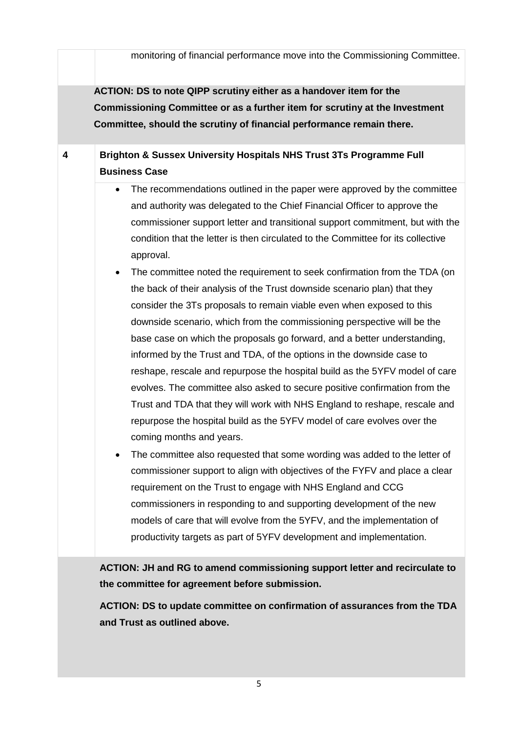monitoring of financial performance move into the Commissioning Committee.

**ACTION: DS to note QIPP scrutiny either as a handover item for the Commissioning Committee or as a further item for scrutiny at the Investment Committee, should the scrutiny of financial performance remain there.**

**4 Brighton & Sussex University Hospitals NHS Trust 3Ts Programme Full Business Case**

- The recommendations outlined in the paper were approved by the committee and authority was delegated to the Chief Financial Officer to approve the commissioner support letter and transitional support commitment, but with the condition that the letter is then circulated to the Committee for its collective approval.
- The committee noted the requirement to seek confirmation from the TDA (on the back of their analysis of the Trust downside scenario plan) that they consider the 3Ts proposals to remain viable even when exposed to this downside scenario, which from the commissioning perspective will be the base case on which the proposals go forward, and a better understanding, informed by the Trust and TDA, of the options in the downside case to reshape, rescale and repurpose the hospital build as the 5YFV model of care evolves. The committee also asked to secure positive confirmation from the Trust and TDA that they will work with NHS England to reshape, rescale and repurpose the hospital build as the 5YFV model of care evolves over the coming months and years.
- The committee also requested that some wording was added to the letter of commissioner support to align with objectives of the FYFV and place a clear requirement on the Trust to engage with NHS England and CCG commissioners in responding to and supporting development of the new models of care that will evolve from the 5YFV, and the implementation of productivity targets as part of 5YFV development and implementation.

**ACTION: JH and RG to amend commissioning support letter and recirculate to the committee for agreement before submission.**

**ACTION: DS to update committee on confirmation of assurances from the TDA and Trust as outlined above.**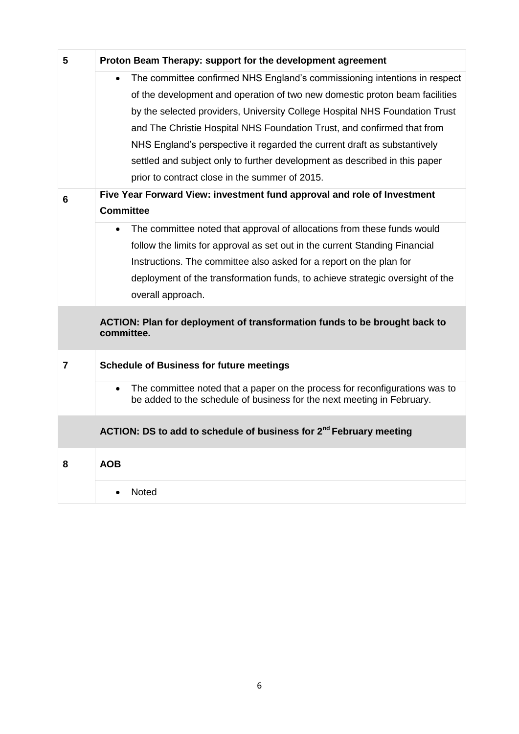| | |
|---|---|
| **5** | **Proton Beam Therapy: support for the development agreement** |
| | • The committee confirmed NHS England's commissioning intentions in respect of the development and operation of two new domestic proton beam facilities by the selected providers, University College Hospital NHS Foundation Trust and The Christie Hospital NHS Foundation Trust, and confirmed that from NHS England's perspective it regarded the current draft as substantively settled and subject only to further development as described in this paper prior to contract close in the summer of 2015. |
| **6** | **Five Year Forward View: investment fund approval and role of Investment Committee** |
| | • The committee noted that approval of allocations from these funds would follow the limits for approval as set out in the current Standing Financial Instructions. The committee also asked for a report on the plan for deployment of the transformation funds, to achieve strategic oversight of the overall approach. |
| | **ACTION: Plan for deployment of transformation funds to be brought back to committee.** |
| **7** | **Schedule of Business for future meetings** |
| | • The committee noted that a paper on the process for reconfigurations was to be added to the schedule of business for the next meeting in February. |
| | **ACTION: DS to add to schedule of business for 2nd February meeting** |
| **8** | **AOB** |
| | • Noted |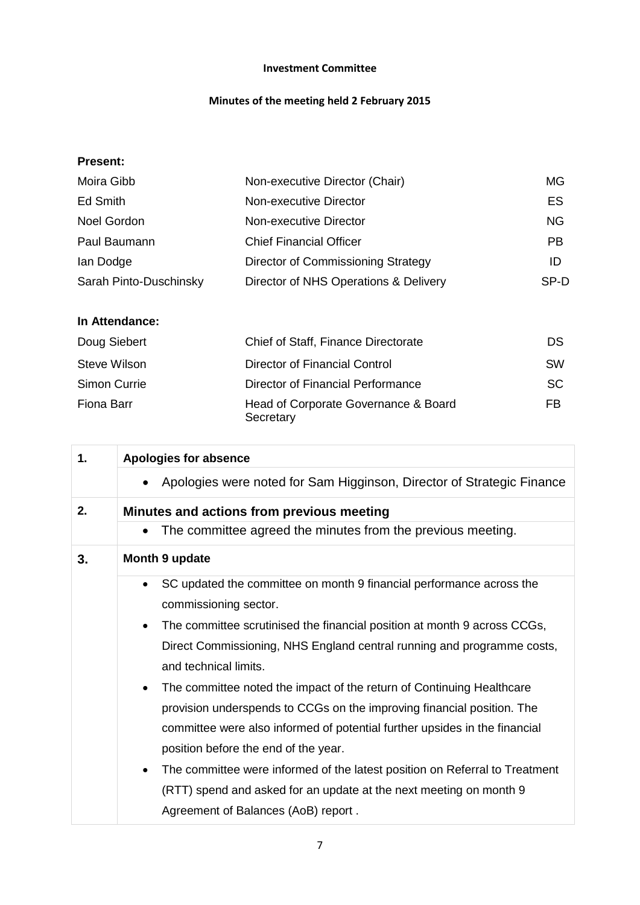**Investment Committee**

**Minutes of the meeting held 2 February 2015**

**Present:**

| | | |
|---|---|---|
| Moira Gibb | Non-executive Director (Chair) | MG |
| Ed Smith | Non-executive Director | ES |
| Noel Gordon | Non-executive Director | NG |
| Paul Baumann | Chief Financial Officer | PB |
| Ian Dodge | Director of Commissioning Strategy | ID |
| Sarah Pinto-Duschinsky | Director of NHS Operations & Delivery | SP-D |

**In Attendance:**

| | | |
|---|---|---|
| Doug Siebert | Chief of Staff, Finance Directorate | DS |
| Steve Wilson | Director of Financial Control | SW |
| Simon Currie | Director of Financial Performance | SC |
| Fiona Barr | Head of Corporate Governance & Board Secretary | FB |

| | |
|---|---|
| **1.** | **Apologies for absence** |
| | • Apologies were noted for Sam Higginson, Director of Strategic Finance |
| **2.** | **Minutes and actions from previous meeting** |
| | • The committee agreed the minutes from the previous meeting. |
| **3.** | **Month 9 update** |
| | • SC updated the committee on month 9 financial performance across the commissioning sector.<br>• The committee scrutinised the financial position at month 9 across CCGs, Direct Commissioning, NHS England central running and programme costs, and technical limits.<br>• The committee noted the impact of the return of Continuing Healthcare provision underspends to CCGs on the improving financial position. The committee were also informed of potential further upsides in the financial position before the end of the year.<br>• The committee were informed of the latest position on Referral to Treatment (RTT) spend and asked for an update at the next meeting on month 9 Agreement of Balances (AoB) report . |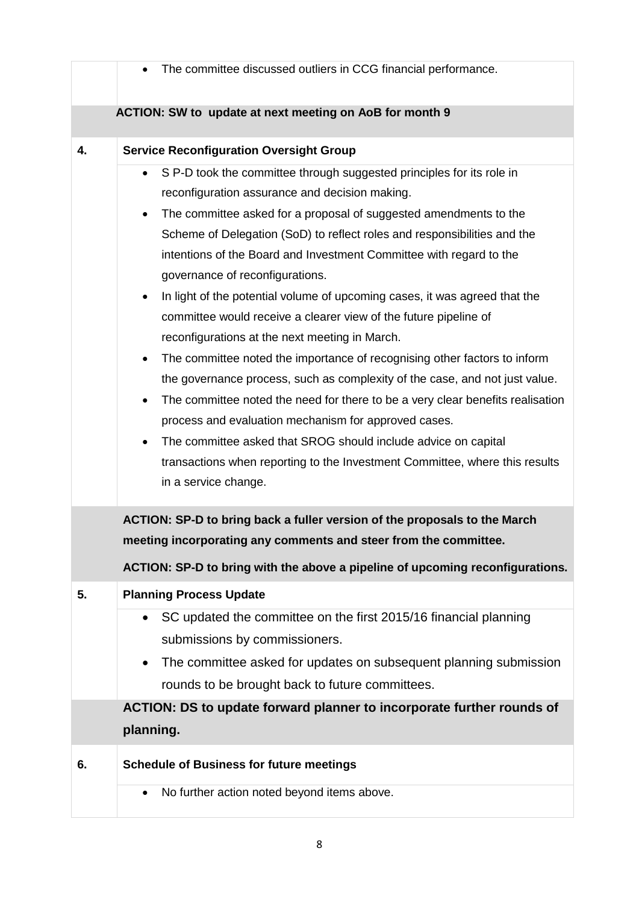| | |
|---|---|
| | • The committee discussed outliers in CCG financial performance. |
| | **ACTION: SW to update at next meeting on AoB for month 9** |
| **4.** | **Service Reconfiguration Oversight Group** |
| | • S P-D took the committee through suggested principles for its role in reconfiguration assurance and decision making.<br>• The committee asked for a proposal of suggested amendments to the Scheme of Delegation (SoD) to reflect roles and responsibilities and the intentions of the Board and Investment Committee with regard to the governance of reconfigurations.<br>• In light of the potential volume of upcoming cases, it was agreed that the committee would receive a clearer view of the future pipeline of reconfigurations at the next meeting in March.<br>• The committee noted the importance of recognising other factors to inform the governance process, such as complexity of the case, and not just value.<br>• The committee noted the need for there to be a very clear benefits realisation process and evaluation mechanism for approved cases.<br>• The committee asked that SROG should include advice on capital transactions when reporting to the Investment Committee, where this results in a service change. |
| | **ACTION: SP-D to bring back a fuller version of the proposals to the March meeting incorporating any comments and steer from the committee.**<br>**ACTION: SP-D to bring with the above a pipeline of upcoming reconfigurations.** |
| **5.** | **Planning Process Update** |
| | • SC updated the committee on the first 2015/16 financial planning submissions by commissioners.<br>• The committee asked for updates on subsequent planning submission rounds to be brought back to future committees. |
| | **ACTION: DS to update forward planner to incorporate further rounds of planning.** |
| **6.** | **Schedule of Business for future meetings** |
| | • No further action noted beyond items above. |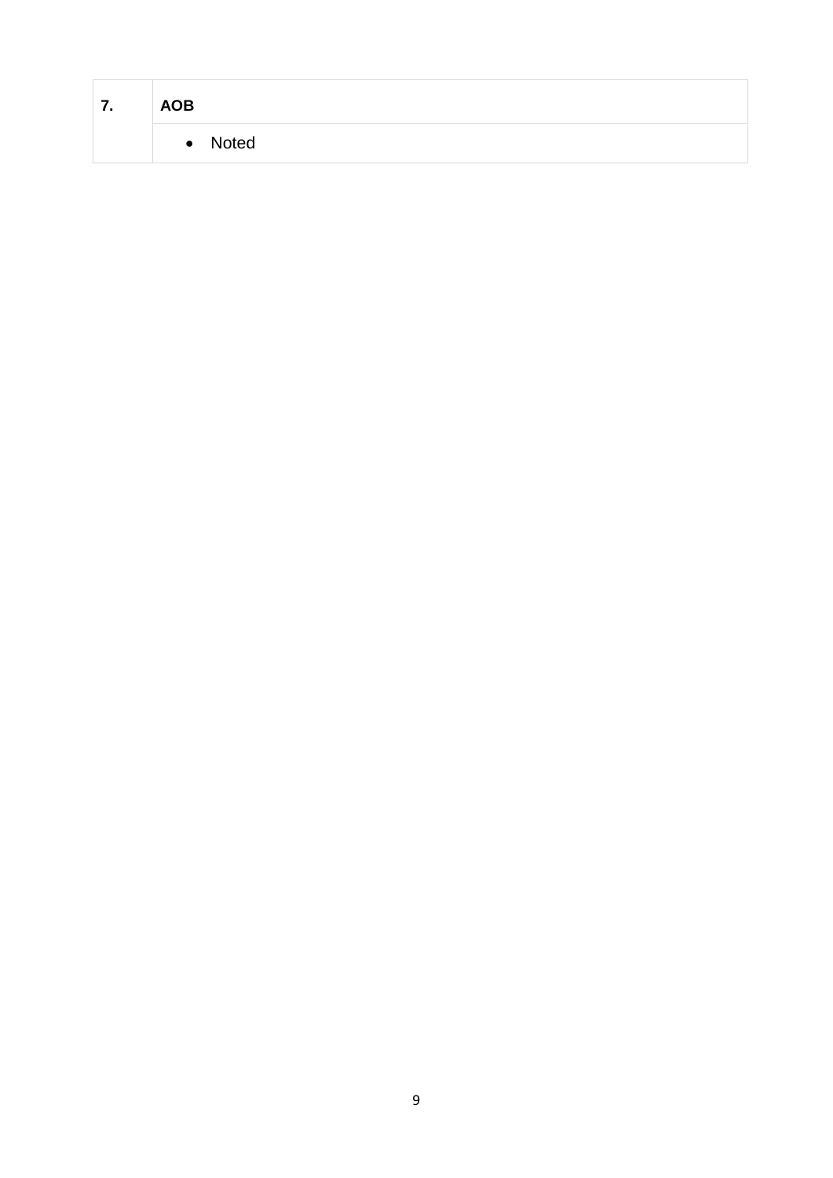| | |
|---|---|
| **7.** | **AOB** |
| | • Noted |